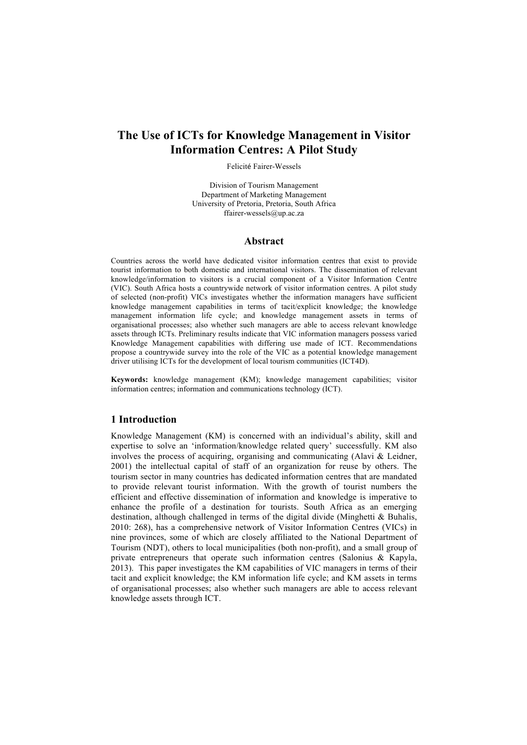# The Use of ICTs for Knowledge Management in Visitor Information Centres: A Pilot Study

Felicité Fairer-Wessels

Division of Tourism Management
Department of Marketing Management
University of Pretoria, Pretoria, South Africa
ffairer-wessels@up.ac.za

## Abstract

Countries across the world have dedicated visitor information centres that exist to provide tourist information to both domestic and international visitors. The dissemination of relevant knowledge/information to visitors is a crucial component of a Visitor Information Centre (VIC). South Africa hosts a countrywide network of visitor information centres. A pilot study of selected (non-profit) VICs investigates whether the information managers have sufficient knowledge management capabilities in terms of tacit/explicit knowledge; the knowledge management information life cycle; and knowledge management assets in terms of organisational processes; also whether such managers are able to access relevant knowledge assets through ICTs. Preliminary results indicate that VIC information managers possess varied Knowledge Management capabilities with differing use made of ICT. Recommendations propose a countrywide survey into the role of the VIC as a potential knowledge management driver utilising ICTs for the development of local tourism communities (ICT4D).

**Keywords:** knowledge management (KM); knowledge management capabilities; visitor information centres; information and communications technology (ICT).

## 1 Introduction

Knowledge Management (KM) is concerned with an individual's ability, skill and expertise to solve an 'information/knowledge related query' successfully. KM also involves the process of acquiring, organising and communicating (Alavi & Leidner, 2001) the intellectual capital of staff of an organization for reuse by others. The tourism sector in many countries has dedicated information centres that are mandated to provide relevant tourist information. With the growth of tourist numbers the efficient and effective dissemination of information and knowledge is imperative to enhance the profile of a destination for tourists. South Africa as an emerging destination, although challenged in terms of the digital divide (Minghetti & Buhalis, 2010: 268), has a comprehensive network of Visitor Information Centres (VICs) in nine provinces, some of which are closely affiliated to the National Department of Tourism (NDT), others to local municipalities (both non-profit), and a small group of private entrepreneurs that operate such information centres (Salonius & Kapyla, 2013). This paper investigates the KM capabilities of VIC managers in terms of their tacit and explicit knowledge; the KM information life cycle; and KM assets in terms of organisational processes; also whether such managers are able to access relevant knowledge assets through ICT.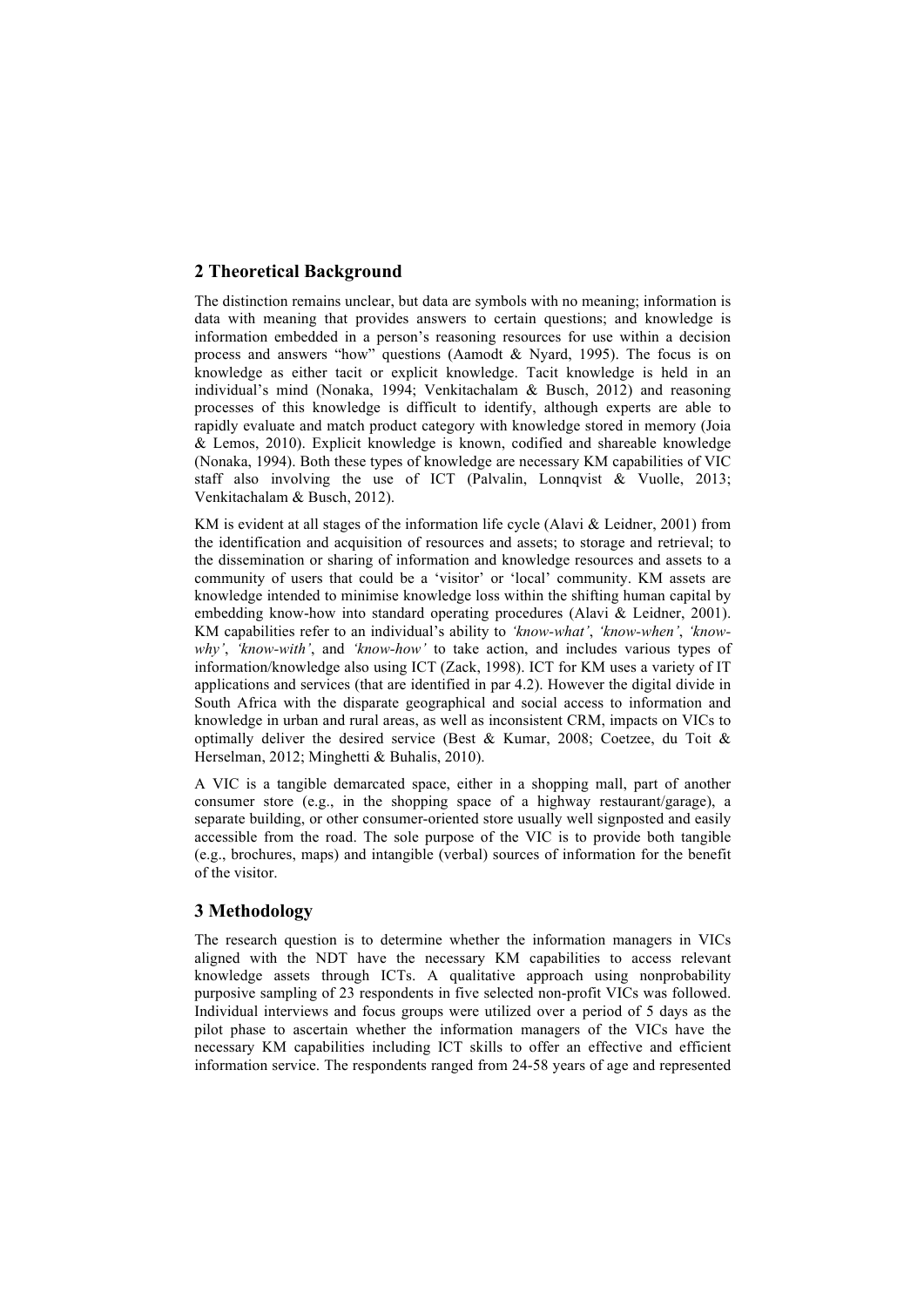## 2 Theoretical Background

The distinction remains unclear, but data are symbols with no meaning; information is data with meaning that provides answers to certain questions; and knowledge is information embedded in a person's reasoning resources for use within a decision process and answers "how" questions (Aamodt & Nyard, 1995). The focus is on knowledge as either tacit or explicit knowledge. Tacit knowledge is held in an individual's mind (Nonaka, 1994; Venkitachalam & Busch, 2012) and reasoning processes of this knowledge is difficult to identify, although experts are able to rapidly evaluate and match product category with knowledge stored in memory (Joia & Lemos, 2010). Explicit knowledge is known, codified and shareable knowledge (Nonaka, 1994). Both these types of knowledge are necessary KM capabilities of VIC staff also involving the use of ICT (Palvalin, Lonnqvist & Vuolle, 2013; Venkitachalam & Busch, 2012).

KM is evident at all stages of the information life cycle (Alavi & Leidner, 2001) from the identification and acquisition of resources and assets; to storage and retrieval; to the dissemination or sharing of information and knowledge resources and assets to a community of users that could be a 'visitor' or 'local' community. KM assets are knowledge intended to minimise knowledge loss within the shifting human capital by embedding know-how into standard operating procedures (Alavi & Leidner, 2001). KM capabilities refer to an individual's ability to *'know-what'*, *'know-when'*, *'know-why'*, *'know-with'*, and *'know-how'* to take action, and includes various types of information/knowledge also using ICT (Zack, 1998). ICT for KM uses a variety of IT applications and services (that are identified in par 4.2). However the digital divide in South Africa with the disparate geographical and social access to information and knowledge in urban and rural areas, as well as inconsistent CRM, impacts on VICs to optimally deliver the desired service (Best & Kumar, 2008; Coetzee, du Toit & Herselman, 2012; Minghetti & Buhalis, 2010).

A VIC is a tangible demarcated space, either in a shopping mall, part of another consumer store (e.g., in the shopping space of a highway restaurant/garage), a separate building, or other consumer-oriented store usually well signposted and easily accessible from the road. The sole purpose of the VIC is to provide both tangible (e.g., brochures, maps) and intangible (verbal) sources of information for the benefit of the visitor.

## 3 Methodology

The research question is to determine whether the information managers in VICs aligned with the NDT have the necessary KM capabilities to access relevant knowledge assets through ICTs. A qualitative approach using nonprobability purposive sampling of 23 respondents in five selected non-profit VICs was followed. Individual interviews and focus groups were utilized over a period of 5 days as the pilot phase to ascertain whether the information managers of the VICs have the necessary KM capabilities including ICT skills to offer an effective and efficient information service. The respondents ranged from 24-58 years of age and represented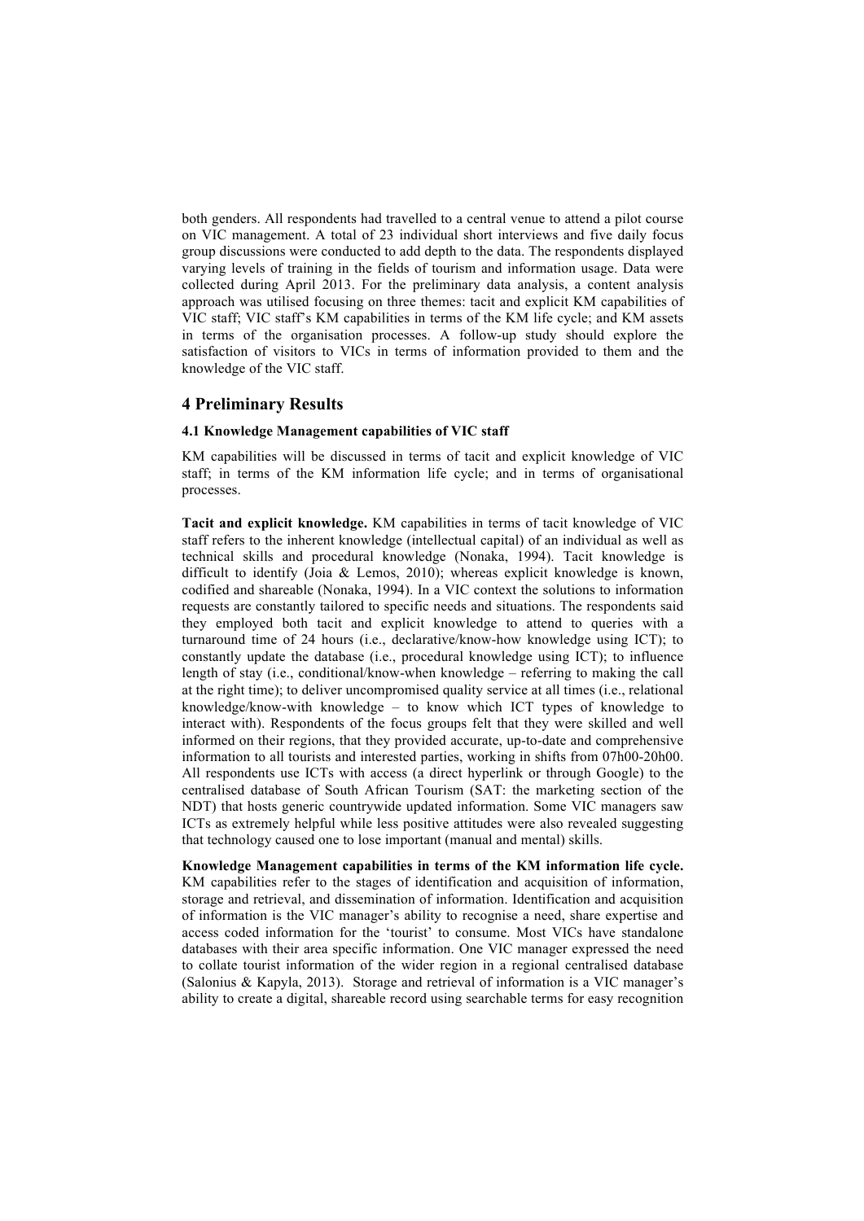both genders. All respondents had travelled to a central venue to attend a pilot course on VIC management. A total of 23 individual short interviews and five daily focus group discussions were conducted to add depth to the data. The respondents displayed varying levels of training in the fields of tourism and information usage. Data were collected during April 2013. For the preliminary data analysis, a content analysis approach was utilised focusing on three themes: tacit and explicit KM capabilities of VIC staff; VIC staff's KM capabilities in terms of the KM life cycle; and KM assets in terms of the organisation processes. A follow-up study should explore the satisfaction of visitors to VICs in terms of information provided to them and the knowledge of the VIC staff.

## 4 Preliminary Results

### 4.1 Knowledge Management capabilities of VIC staff

KM capabilities will be discussed in terms of tacit and explicit knowledge of VIC staff; in terms of the KM information life cycle; and in terms of organisational processes.

**Tacit and explicit knowledge.** KM capabilities in terms of tacit knowledge of VIC staff refers to the inherent knowledge (intellectual capital) of an individual as well as technical skills and procedural knowledge (Nonaka, 1994). Tacit knowledge is difficult to identify (Joia & Lemos, 2010); whereas explicit knowledge is known, codified and shareable (Nonaka, 1994). In a VIC context the solutions to information requests are constantly tailored to specific needs and situations. The respondents said they employed both tacit and explicit knowledge to attend to queries with a turnaround time of 24 hours (i.e., declarative/know-how knowledge using ICT); to constantly update the database (i.e., procedural knowledge using ICT); to influence length of stay (i.e., conditional/know-when knowledge – referring to making the call at the right time); to deliver uncompromised quality service at all times (i.e., relational knowledge/know-with knowledge – to know which ICT types of knowledge to interact with). Respondents of the focus groups felt that they were skilled and well informed on their regions, that they provided accurate, up-to-date and comprehensive information to all tourists and interested parties, working in shifts from 07h00-20h00. All respondents use ICTs with access (a direct hyperlink or through Google) to the centralised database of South African Tourism (SAT: the marketing section of the NDT) that hosts generic countrywide updated information. Some VIC managers saw ICTs as extremely helpful while less positive attitudes were also revealed suggesting that technology caused one to lose important (manual and mental) skills.

**Knowledge Management capabilities in terms of the KM information life cycle.** KM capabilities refer to the stages of identification and acquisition of information, storage and retrieval, and dissemination of information. Identification and acquisition of information is the VIC manager's ability to recognise a need, share expertise and access coded information for the 'tourist' to consume. Most VICs have standalone databases with their area specific information. One VIC manager expressed the need to collate tourist information of the wider region in a regional centralised database (Salonius & Kapyla, 2013). Storage and retrieval of information is a VIC manager's ability to create a digital, shareable record using searchable terms for easy recognition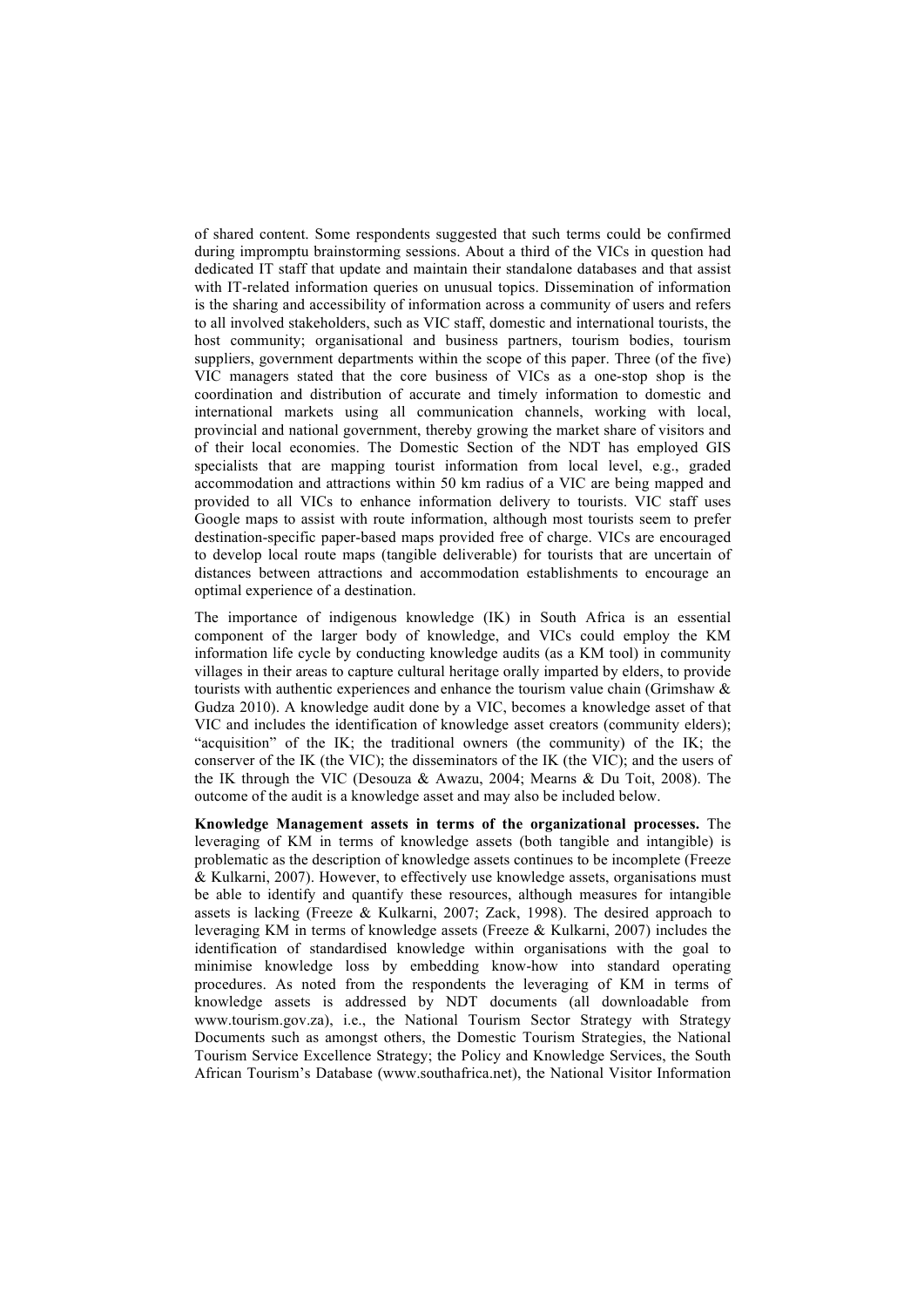of shared content. Some respondents suggested that such terms could be confirmed during impromptu brainstorming sessions. About a third of the VICs in question had dedicated IT staff that update and maintain their standalone databases and that assist with IT-related information queries on unusual topics. Dissemination of information is the sharing and accessibility of information across a community of users and refers to all involved stakeholders, such as VIC staff, domestic and international tourists, the host community; organisational and business partners, tourism bodies, tourism suppliers, government departments within the scope of this paper. Three (of the five) VIC managers stated that the core business of VICs as a one-stop shop is the coordination and distribution of accurate and timely information to domestic and international markets using all communication channels, working with local, provincial and national government, thereby growing the market share of visitors and of their local economies. The Domestic Section of the NDT has employed GIS specialists that are mapping tourist information from local level, e.g., graded accommodation and attractions within 50 km radius of a VIC are being mapped and provided to all VICs to enhance information delivery to tourists. VIC staff uses Google maps to assist with route information, although most tourists seem to prefer destination-specific paper-based maps provided free of charge. VICs are encouraged to develop local route maps (tangible deliverable) for tourists that are uncertain of distances between attractions and accommodation establishments to encourage an optimal experience of a destination.

The importance of indigenous knowledge (IK) in South Africa is an essential component of the larger body of knowledge, and VICs could employ the KM information life cycle by conducting knowledge audits (as a KM tool) in community villages in their areas to capture cultural heritage orally imparted by elders, to provide tourists with authentic experiences and enhance the tourism value chain (Grimshaw & Gudza 2010). A knowledge audit done by a VIC, becomes a knowledge asset of that VIC and includes the identification of knowledge asset creators (community elders); "acquisition" of the IK; the traditional owners (the community) of the IK; the conserver of the IK (the VIC); the disseminators of the IK (the VIC); and the users of the IK through the VIC (Desouza & Awazu, 2004; Mearns & Du Toit, 2008). The outcome of the audit is a knowledge asset and may also be included below.

**Knowledge Management assets in terms of the organizational processes.** The leveraging of KM in terms of knowledge assets (both tangible and intangible) is problematic as the description of knowledge assets continues to be incomplete (Freeze & Kulkarni, 2007). However, to effectively use knowledge assets, organisations must be able to identify and quantify these resources, although measures for intangible assets is lacking (Freeze & Kulkarni, 2007; Zack, 1998). The desired approach to leveraging KM in terms of knowledge assets (Freeze & Kulkarni, 2007) includes the identification of standardised knowledge within organisations with the goal to minimise knowledge loss by embedding know-how into standard operating procedures. As noted from the respondents the leveraging of KM in terms of knowledge assets is addressed by NDT documents (all downloadable from www.tourism.gov.za), i.e., the National Tourism Sector Strategy with Strategy Documents such as amongst others, the Domestic Tourism Strategies, the National Tourism Service Excellence Strategy; the Policy and Knowledge Services, the South African Tourism's Database (www.southafrica.net), the National Visitor Information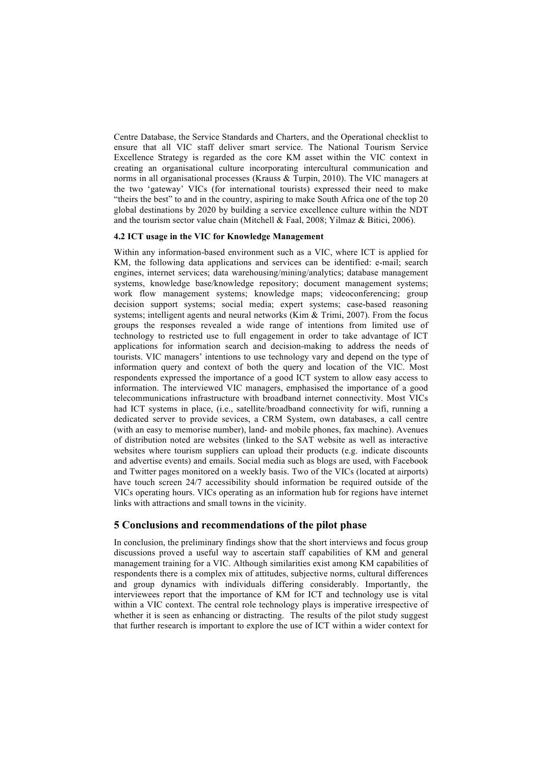Centre Database, the Service Standards and Charters, and the Operational checklist to ensure that all VIC staff deliver smart service. The National Tourism Service Excellence Strategy is regarded as the core KM asset within the VIC context in creating an organisational culture incorporating intercultural communication and norms in all organisational processes (Krauss & Turpin, 2010). The VIC managers at the two 'gateway' VICs (for international tourists) expressed their need to make "theirs the best" to and in the country, aspiring to make South Africa one of the top 20 global destinations by 2020 by building a service excellence culture within the NDT and the tourism sector value chain (Mitchell & Faal, 2008; Yilmaz & Bitici, 2006).

#### 4.2 ICT usage in the VIC for Knowledge Management

Within any information-based environment such as a VIC, where ICT is applied for KM, the following data applications and services can be identified: e-mail; search engines, internet services; data warehousing/mining/analytics; database management systems, knowledge base/knowledge repository; document management systems; work flow management systems; knowledge maps; videoconferencing; group decision support systems; social media; expert systems; case-based reasoning systems; intelligent agents and neural networks (Kim & Trimi, 2007). From the focus groups the responses revealed a wide range of intentions from limited use of technology to restricted use to full engagement in order to take advantage of ICT applications for information search and decision-making to address the needs of tourists. VIC managers' intentions to use technology vary and depend on the type of information query and context of both the query and location of the VIC. Most respondents expressed the importance of a good ICT system to allow easy access to information. The interviewed VIC managers, emphasised the importance of a good telecommunications infrastructure with broadband internet connectivity. Most VICs had ICT systems in place, (i.e., satellite/broadband connectivity for wifi, running a dedicated server to provide sevices, a CRM System, own databases, a call centre (with an easy to memorise number), land- and mobile phones, fax machine). Avenues of distribution noted are websites (linked to the SAT website as well as interactive websites where tourism suppliers can upload their products (e.g. indicate discounts and advertise events) and emails. Social media such as blogs are used, with Facebook and Twitter pages monitored on a weekly basis. Two of the VICs (located at airports) have touch screen 24/7 accessibility should information be required outside of the VICs operating hours. VICs operating as an information hub for regions have internet links with attractions and small towns in the vicinity.

## 5 Conclusions and recommendations of the pilot phase

In conclusion, the preliminary findings show that the short interviews and focus group discussions proved a useful way to ascertain staff capabilities of KM and general management training for a VIC. Although similarities exist among KM capabilities of respondents there is a complex mix of attitudes, subjective norms, cultural differences and group dynamics with individuals differing considerably. Importantly, the interviewees report that the importance of KM for ICT and technology use is vital within a VIC context. The central role technology plays is imperative irrespective of whether it is seen as enhancing or distracting. The results of the pilot study suggest that further research is important to explore the use of ICT within a wider context for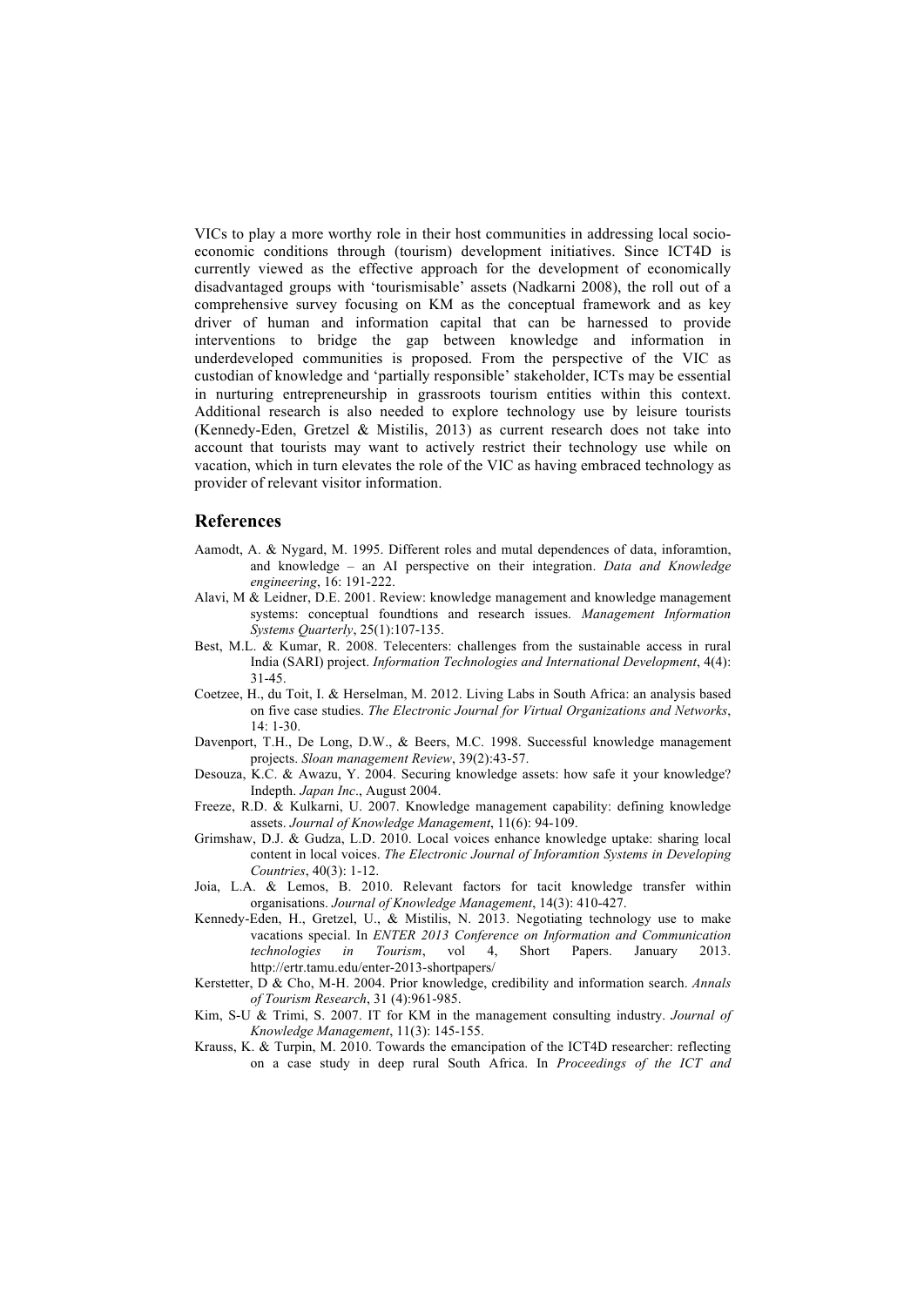VICs to play a more worthy role in their host communities in addressing local socio-economic conditions through (tourism) development initiatives. Since ICT4D is currently viewed as the effective approach for the development of economically disadvantaged groups with 'tourismisable' assets (Nadkarni 2008), the roll out of a comprehensive survey focusing on KM as the conceptual framework and as key driver of human and information capital that can be harnessed to provide interventions to bridge the gap between knowledge and information in underdeveloped communities is proposed. From the perspective of the VIC as custodian of knowledge and 'partially responsible' stakeholder, ICTs may be essential in nurturing entrepreneurship in grassroots tourism entities within this context. Additional research is also needed to explore technology use by leisure tourists (Kennedy-Eden, Gretzel & Mistilis, 2013) as current research does not take into account that tourists may want to actively restrict their technology use while on vacation, which in turn elevates the role of the VIC as having embraced technology as provider of relevant visitor information.

## References

Aamodt, A. & Nygard, M. 1995. Different roles and mutal dependences of data, inforamtion, and knowledge – an AI perspective on their integration. *Data and Knowledge engineering*, 16: 191-222.

Alavi, M & Leidner, D.E. 2001. Review: knowledge management and knowledge management systems: conceptual foundtions and research issues. *Management Information Systems Quarterly*, 25(1):107-135.

Best, M.L. & Kumar, R. 2008. Telecenters: challenges from the sustainable access in rural India (SARI) project. *Information Technologies and International Development*, 4(4): 31-45.

Coetzee, H., du Toit, I. & Herselman, M. 2012. Living Labs in South Africa: an analysis based on five case studies. *The Electronic Journal for Virtual Organizations and Networks*, 14: 1-30.

Davenport, T.H., De Long, D.W., & Beers, M.C. 1998. Successful knowledge management projects. *Sloan management Review*, 39(2):43-57.

Desouza, K.C. & Awazu, Y. 2004. Securing knowledge assets: how safe it your knowledge? Indepth. *Japan Inc*., August 2004.

Freeze, R.D. & Kulkarni, U. 2007. Knowledge management capability: defining knowledge assets. *Journal of Knowledge Management*, 11(6): 94-109.

Grimshaw, D.J. & Gudza, L.D. 2010. Local voices enhance knowledge uptake: sharing local content in local voices. *The Electronic Journal of Inforamtion Systems in Developing Countries*, 40(3): 1-12.

Joia, L.A. & Lemos, B. 2010. Relevant factors for tacit knowledge transfer within organisations. *Journal of Knowledge Management*, 14(3): 410-427.

Kennedy-Eden, H., Gretzel, U., & Mistilis, N. 2013. Negotiating technology use to make vacations special. In *ENTER 2013 Conference on Information and Communication technologies in Tourism*, vol 4, Short Papers. January 2013. http://ertr.tamu.edu/enter-2013-shortpapers/

Kerstetter, D & Cho, M-H. 2004. Prior knowledge, credibility and information search. *Annals of Tourism Research*, 31 (4):961-985.

Kim, S-U & Trimi, S. 2007. IT for KM in the management consulting industry. *Journal of Knowledge Management*, 11(3): 145-155.

Krauss, K. & Turpin, M. 2010. Towards the emancipation of the ICT4D researcher: reflecting on a case study in deep rural South Africa. In *Proceedings of the ICT and*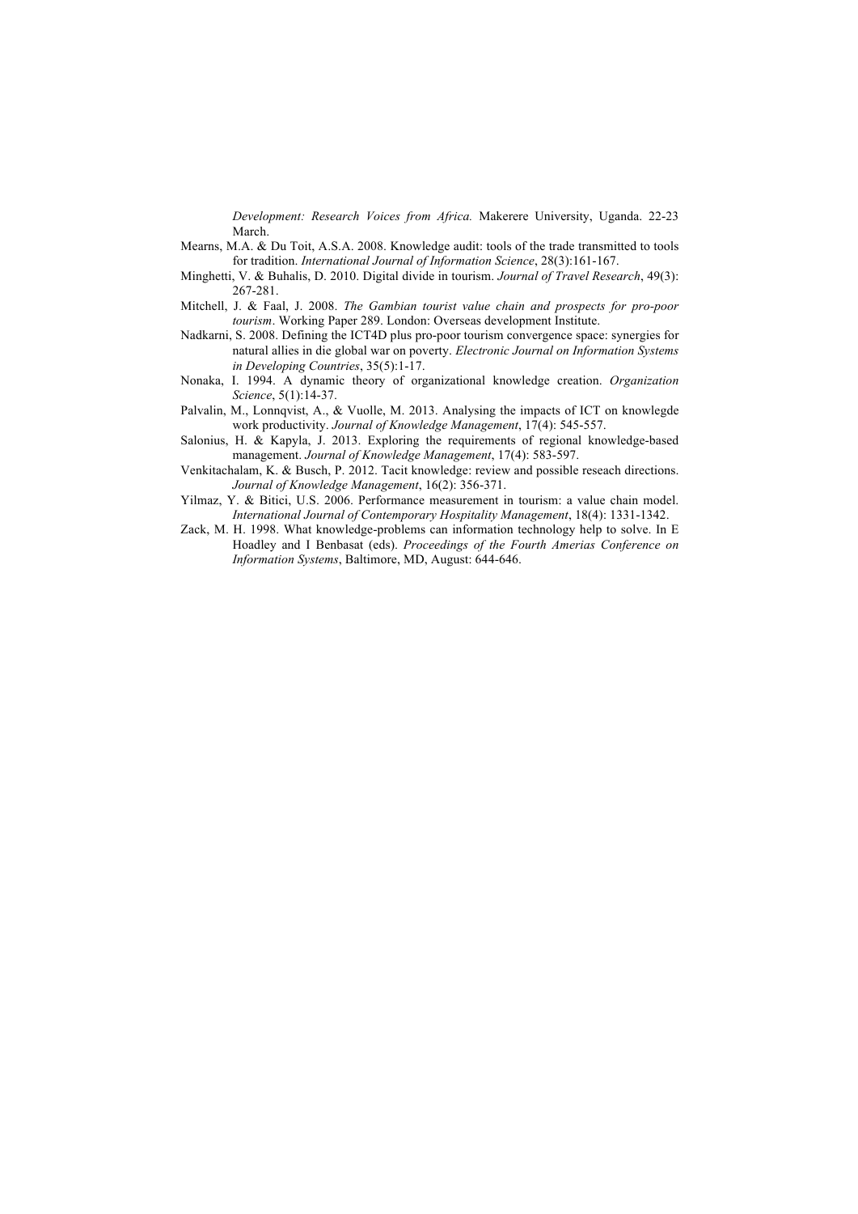*Development: Research Voices from Africa.* Makerere University, Uganda. 22-23 March.

Mearns, M.A. & Du Toit, A.S.A. 2008. Knowledge audit: tools of the trade transmitted to tools for tradition. *International Journal of Information Science*, 28(3):161-167.

Minghetti, V. & Buhalis, D. 2010. Digital divide in tourism. *Journal of Travel Research*, 49(3): 267-281.

Mitchell, J. & Faal, J. 2008. *The Gambian tourist value chain and prospects for pro-poor tourism*. Working Paper 289. London: Overseas development Institute.

Nadkarni, S. 2008. Defining the ICT4D plus pro-poor tourism convergence space: synergies for natural allies in die global war on poverty. *Electronic Journal on Information Systems in Developing Countries*, 35(5):1-17.

Nonaka, I. 1994. A dynamic theory of organizational knowledge creation. *Organization Science*, 5(1):14-37.

Palvalin, M., Lonnqvist, A., & Vuolle, M. 2013. Analysing the impacts of ICT on knowlegde work productivity. *Journal of Knowledge Management*, 17(4): 545-557.

Salonius, H. & Kapyla, J. 2013. Exploring the requirements of regional knowledge-based management. *Journal of Knowledge Management*, 17(4): 583-597.

Venkitachalam, K. & Busch, P. 2012. Tacit knowledge: review and possible reseach directions. *Journal of Knowledge Management*, 16(2): 356-371.

Yilmaz, Y. & Bitici, U.S. 2006. Performance measurement in tourism: a value chain model. *International Journal of Contemporary Hospitality Management*, 18(4): 1331-1342.

Zack, M. H. 1998. What knowledge-problems can information technology help to solve. In E Hoadley and I Benbasat (eds). *Proceedings of the Fourth Amerias Conference on Information Systems*, Baltimore, MD, August: 644-646.